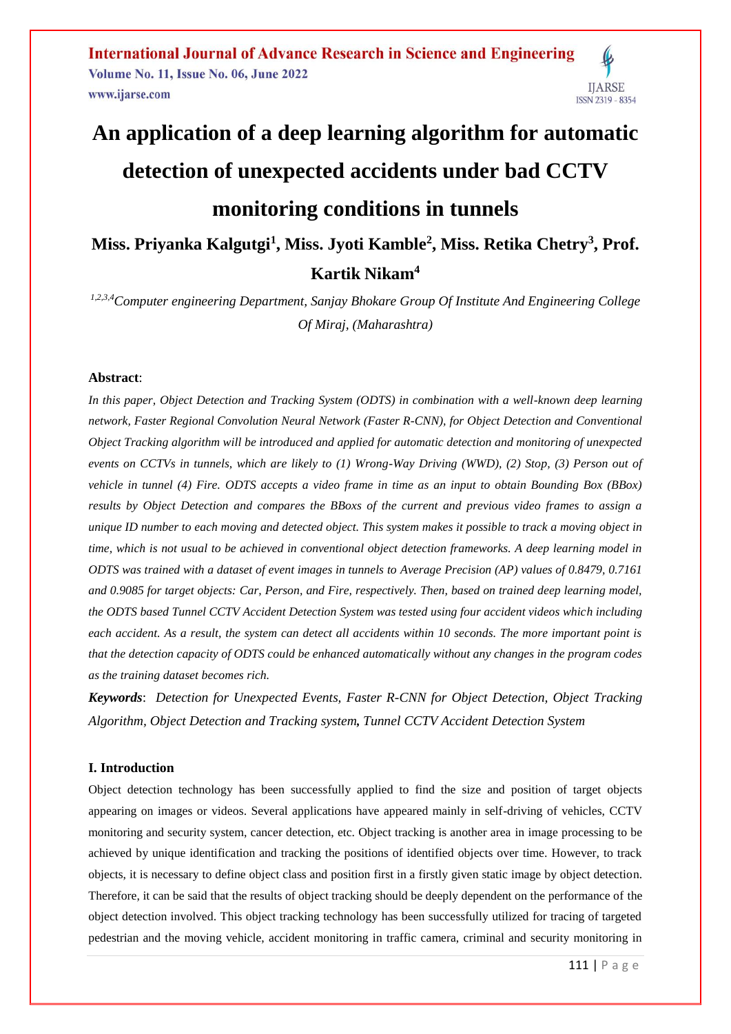# An application of a deep learning algorithm for automatic detection of unexpected accidents under bad CCTV monitoring conditions in tunnels

**Miss. Priyanka Kalgutgi[1], Miss. Jyoti Kamble[2], Miss. Retika Chetry[3], Prof. Kartik Nikam[4]**

*[1,2,3,4]Computer engineering Department, Sanjay Bhokare Group Of Institute And Engineering College Of Miraj, (Maharashtra)*

**Abstract**:

*In this paper, Object Detection and Tracking System (ODTS) in combination with a well-known deep learning network, Faster Regional Convolution Neural Network (Faster R-CNN), for Object Detection and Conventional Object Tracking algorithm will be introduced and applied for automatic detection and monitoring of unexpected events on CCTVs in tunnels, which are likely to (1) Wrong-Way Driving (WWD), (2) Stop, (3) Person out of vehicle in tunnel (4) Fire. ODTS accepts a video frame in time as an input to obtain Bounding Box (BBox) results by Object Detection and compares the BBoxs of the current and previous video frames to assign a unique ID number to each moving and detected object. This system makes it possible to track a moving object in time, which is not usual to be achieved in conventional object detection frameworks. A deep learning model in ODTS was trained with a dataset of event images in tunnels to Average Precision (AP) values of 0.8479, 0.7161 and 0.9085 for target objects: Car, Person, and Fire, respectively. Then, based on trained deep learning model, the ODTS based Tunnel CCTV Accident Detection System was tested using four accident videos which including each accident. As a result, the system can detect all accidents within 10 seconds. The more important point is that the detection capacity of ODTS could be enhanced automatically without any changes in the program codes as the training dataset becomes rich.*

***Keywords***: *Detection for Unexpected Events, Faster R-CNN for Object Detection, Object Tracking Algorithm, Object Detection and Tracking system, Tunnel CCTV Accident Detection System*

## I. Introduction

Object detection technology has been successfully applied to find the size and position of target objects appearing on images or videos. Several applications have appeared mainly in self-driving of vehicles, CCTV monitoring and security system, cancer detection, etc. Object tracking is another area in image processing to be achieved by unique identification and tracking the positions of identified objects over time. However, to track objects, it is necessary to define object class and position first in a firstly given static image by object detection. Therefore, it can be said that the results of object tracking should be deeply dependent on the performance of the object detection involved. This object tracking technology has been successfully utilized for tracing of targeted pedestrian and the moving vehicle, accident monitoring in traffic camera, criminal and security monitoring in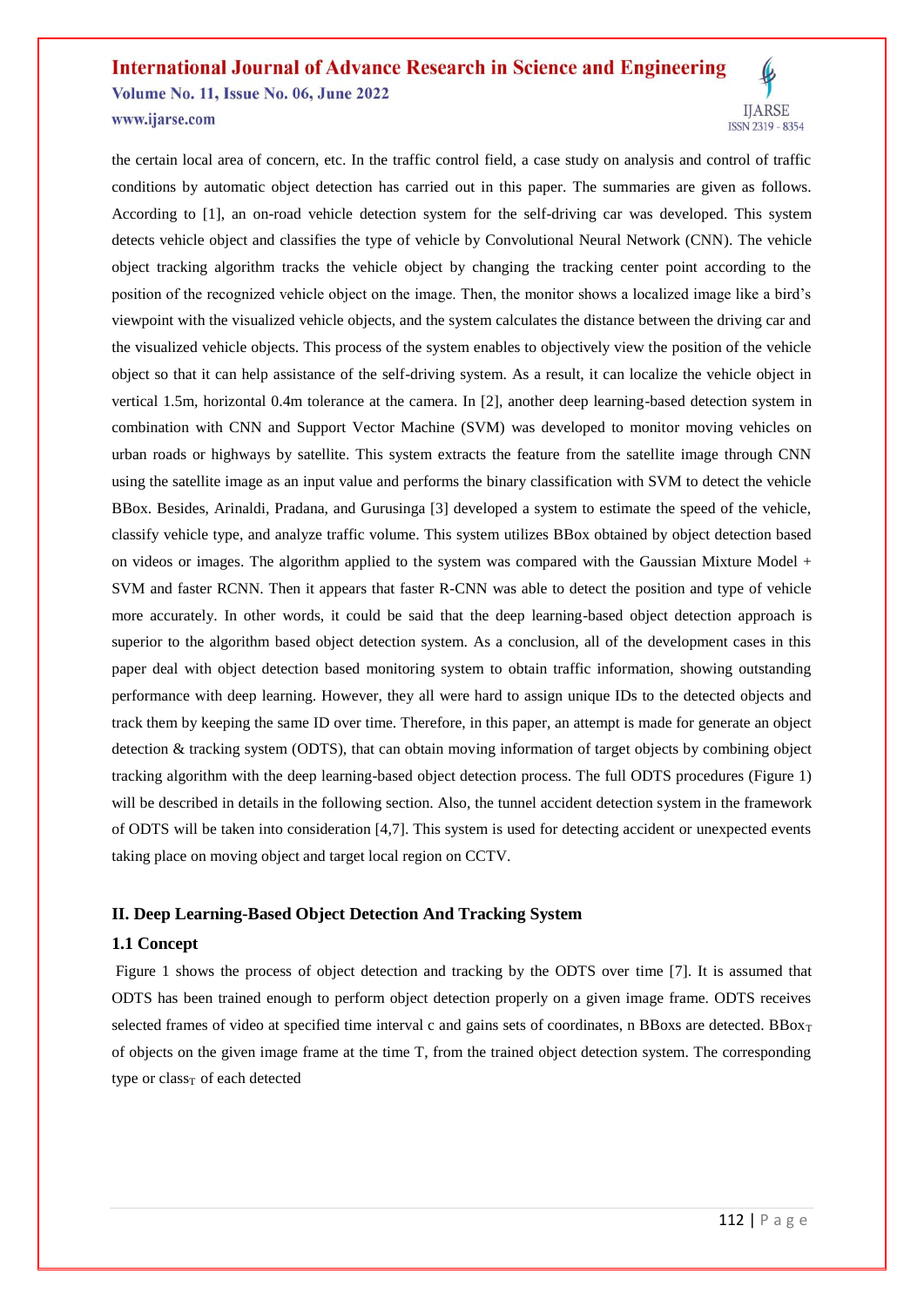the certain local area of concern, etc. In the traffic control field, a case study on analysis and control of traffic conditions by automatic object detection has carried out in this paper. The summaries are given as follows. According to [1], an on-road vehicle detection system for the self-driving car was developed. This system detects vehicle object and classifies the type of vehicle by Convolutional Neural Network (CNN). The vehicle object tracking algorithm tracks the vehicle object by changing the tracking center point according to the position of the recognized vehicle object on the image. Then, the monitor shows a localized image like a bird's viewpoint with the visualized vehicle objects, and the system calculates the distance between the driving car and the visualized vehicle objects. This process of the system enables to objectively view the position of the vehicle object so that it can help assistance of the self-driving system. As a result, it can localize the vehicle object in vertical 1.5m, horizontal 0.4m tolerance at the camera. In [2], another deep learning-based detection system in combination with CNN and Support Vector Machine (SVM) was developed to monitor moving vehicles on urban roads or highways by satellite. This system extracts the feature from the satellite image through CNN using the satellite image as an input value and performs the binary classification with SVM to detect the vehicle BBox. Besides, Arinaldi, Pradana, and Gurusinga [3] developed a system to estimate the speed of the vehicle, classify vehicle type, and analyze traffic volume. This system utilizes BBox obtained by object detection based on videos or images. The algorithm applied to the system was compared with the Gaussian Mixture Model + SVM and faster RCNN. Then it appears that faster R-CNN was able to detect the position and type of vehicle more accurately. In other words, it could be said that the deep learning-based object detection approach is superior to the algorithm based object detection system. As a conclusion, all of the development cases in this paper deal with object detection based monitoring system to obtain traffic information, showing outstanding performance with deep learning. However, they all were hard to assign unique IDs to the detected objects and track them by keeping the same ID over time. Therefore, in this paper, an attempt is made for generate an object detection & tracking system (ODTS), that can obtain moving information of target objects by combining object tracking algorithm with the deep learning-based object detection process. The full ODTS procedures (Figure 1) will be described in details in the following section. Also, the tunnel accident detection system in the framework of ODTS will be taken into consideration [4,7]. This system is used for detecting accident or unexpected events taking place on moving object and target local region on CCTV.

## II. Deep Learning-Based Object Detection And Tracking System

### 1.1 Concept

Figure 1 shows the process of object detection and tracking by the ODTS over time [7]. It is assumed that ODTS has been trained enough to perform object detection properly on a given image frame. ODTS receives selected frames of video at specified time interval c and gains sets of coordinates, n BBoxs are detected. $BBox_T$ of objects on the given image frame at the time T, from the trained object detection system. The corresponding type or $class_T$ of each detected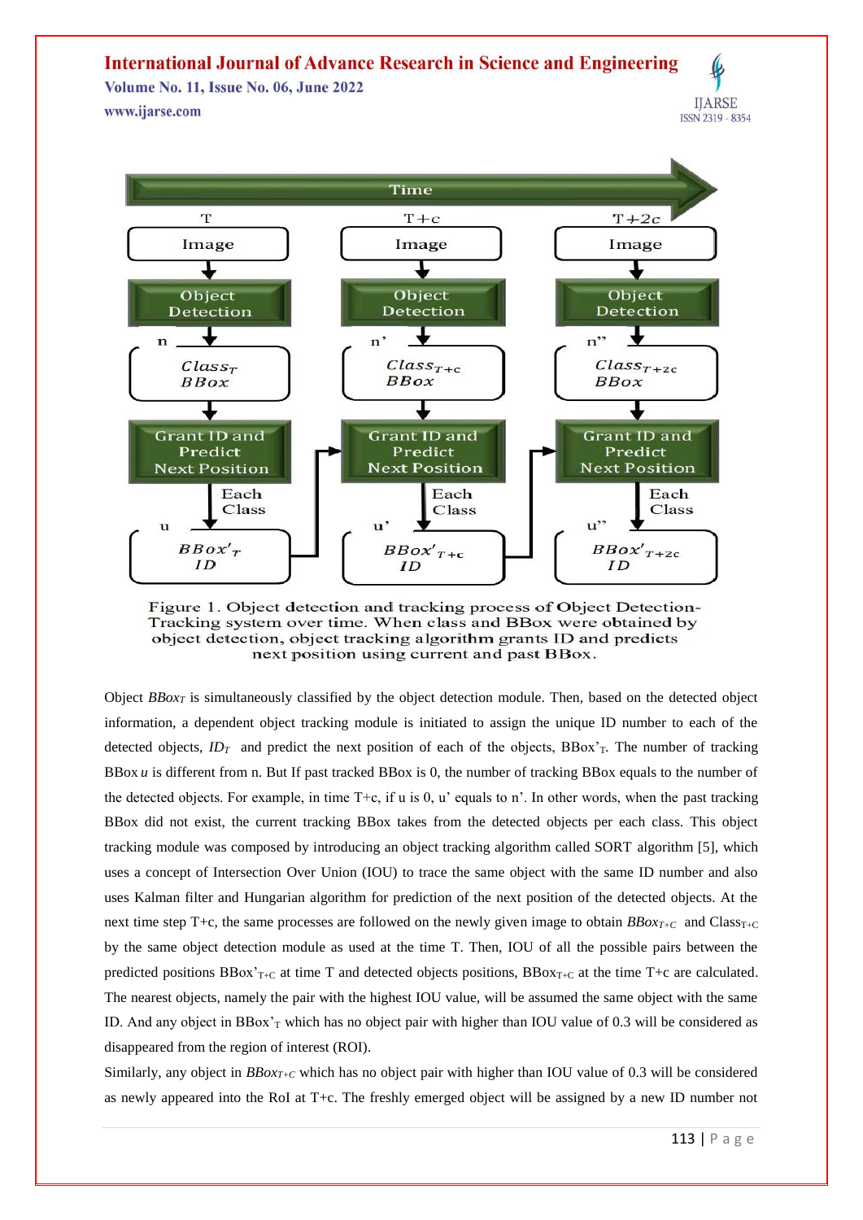Figure 1. Object detection and tracking process of Object Detection-Tracking system over time. When class and BBox were obtained by object detection, object tracking algorithm grants ID and predicts next position using current and past BBox.

Object $BBox_T$ is simultaneously classified by the object detection module. Then, based on the detected object information, a dependent object tracking module is initiated to assign the unique ID number to each of the detected objects, $ID_T$ and predict the next position of each of the objects, $BBox'_T$. The number of tracking BBox $u$ is different from n. But If past tracked BBox is 0, the number of tracking BBox equals to the number of the detected objects. For example, in time T+c, if u is 0, u' equals to n'. In other words, when the past tracking BBox did not exist, the current tracking BBox takes from the detected objects per each class. This object tracking module was composed by introducing an object tracking algorithm called SORT algorithm [5], which uses a concept of Intersection Over Union (IOU) to trace the same object with the same ID number and also uses Kalman filter and Hungarian algorithm for prediction of the next position of the detected objects. At the next time step T+c, the same processes are followed on the newly given image to obtain $BBox_{T+C}$ and $Class_{T+C}$ by the same object detection module as used at the time T. Then, IOU of all the possible pairs between the predicted positions $BBox'_{T+C}$ at time T and detected objects positions, $BBox_{T+C}$ at the time T+c are calculated. The nearest objects, namely the pair with the highest IOU value, will be assumed the same object with the same ID. And any object in $BBox'_T$ which has no object pair with higher than IOU value of 0.3 will be considered as disappeared from the region of interest (ROI).

Similarly, any object in $BBox_{T+C}$ which has no object pair with higher than IOU value of 0.3 will be considered as newly appeared into the RoI at T+c. The freshly emerged object will be assigned by a new ID number not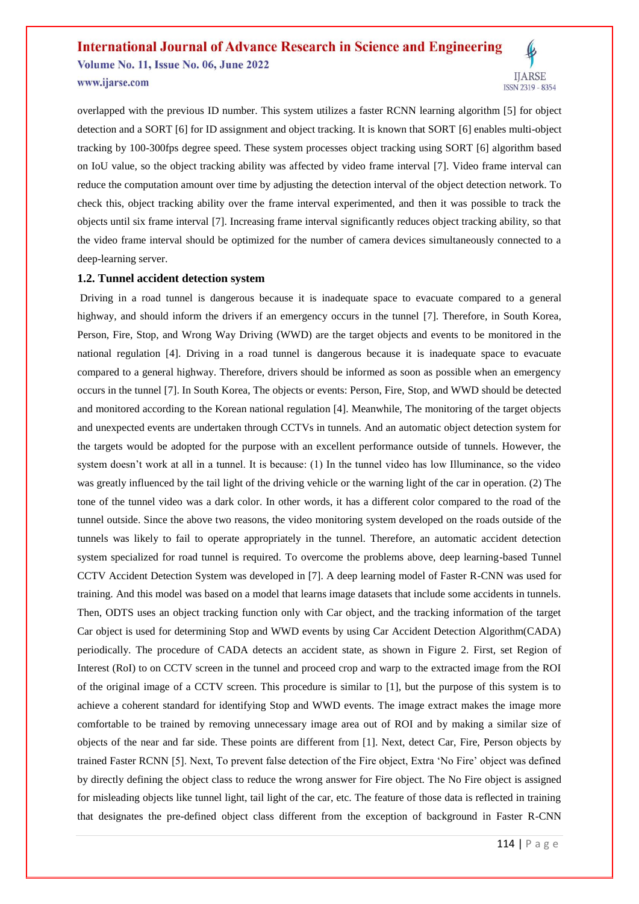overlapped with the previous ID number. This system utilizes a faster RCNN learning algorithm [5] for object detection and a SORT [6] for ID assignment and object tracking. It is known that SORT [6] enables multi-object tracking by 100-300fps degree speed. These system processes object tracking using SORT [6] algorithm based on IoU value, so the object tracking ability was affected by video frame interval [7]. Video frame interval can reduce the computation amount over time by adjusting the detection interval of the object detection network. To check this, object tracking ability over the frame interval experimented, and then it was possible to track the objects until six frame interval [7]. Increasing frame interval significantly reduces object tracking ability, so that the video frame interval should be optimized for the number of camera devices simultaneously connected to a deep-learning server.

### 1.2. Tunnel accident detection system

Driving in a road tunnel is dangerous because it is inadequate space to evacuate compared to a general highway, and should inform the drivers if an emergency occurs in the tunnel [7]. Therefore, in South Korea, Person, Fire, Stop, and Wrong Way Driving (WWD) are the target objects and events to be monitored in the national regulation [4]. Driving in a road tunnel is dangerous because it is inadequate space to evacuate compared to a general highway. Therefore, drivers should be informed as soon as possible when an emergency occurs in the tunnel [7]. In South Korea, The objects or events: Person, Fire, Stop, and WWD should be detected and monitored according to the Korean national regulation [4]. Meanwhile, The monitoring of the target objects and unexpected events are undertaken through CCTVs in tunnels. And an automatic object detection system for the targets would be adopted for the purpose with an excellent performance outside of tunnels. However, the system doesn't work at all in a tunnel. It is because: (1) In the tunnel video has low Illuminance, so the video was greatly influenced by the tail light of the driving vehicle or the warning light of the car in operation. (2) The tone of the tunnel video was a dark color. In other words, it has a different color compared to the road of the tunnel outside. Since the above two reasons, the video monitoring system developed on the roads outside of the tunnels was likely to fail to operate appropriately in the tunnel. Therefore, an automatic accident detection system specialized for road tunnel is required. To overcome the problems above, deep learning-based Tunnel CCTV Accident Detection System was developed in [7]. A deep learning model of Faster R-CNN was used for training. And this model was based on a model that learns image datasets that include some accidents in tunnels. Then, ODTS uses an object tracking function only with Car object, and the tracking information of the target Car object is used for determining Stop and WWD events by using Car Accident Detection Algorithm(CADA) periodically. The procedure of CADA detects an accident state, as shown in Figure 2. First, set Region of Interest (RoI) to on CCTV screen in the tunnel and proceed crop and warp to the extracted image from the ROI of the original image of a CCTV screen. This procedure is similar to [1], but the purpose of this system is to achieve a coherent standard for identifying Stop and WWD events. The image extract makes the image more comfortable to be trained by removing unnecessary image area out of ROI and by making a similar size of objects of the near and far side. These points are different from [1]. Next, detect Car, Fire, Person objects by trained Faster RCNN [5]. Next, To prevent false detection of the Fire object, Extra 'No Fire' object was defined by directly defining the object class to reduce the wrong answer for Fire object. The No Fire object is assigned for misleading objects like tunnel light, tail light of the car, etc. The feature of those data is reflected in training that designates the pre-defined object class different from the exception of background in Faster R-CNN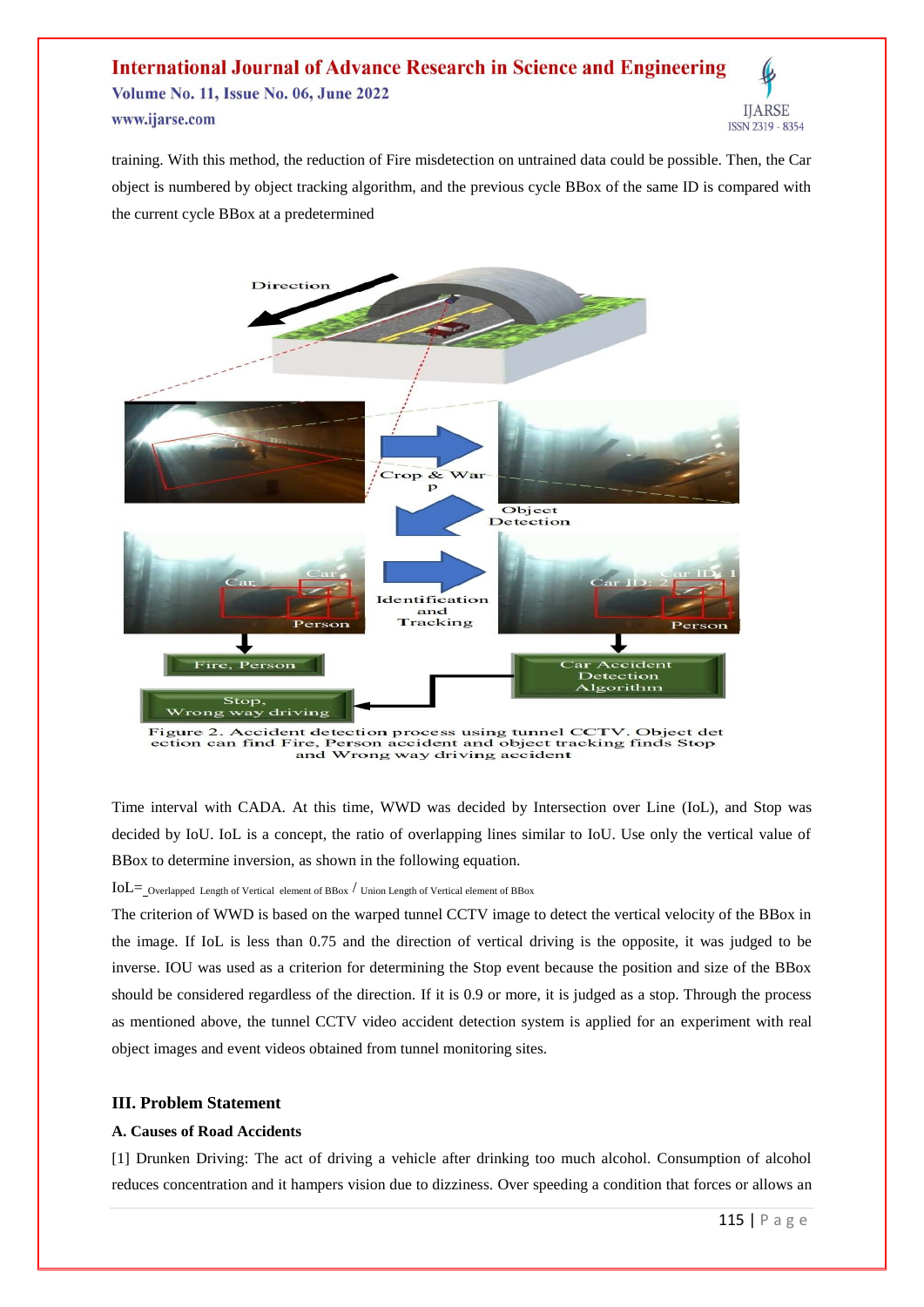training. With this method, the reduction of Fire misdetection on untrained data could be possible. Then, the Car object is numbered by object tracking algorithm, and the previous cycle BBox of the same ID is compared with the current cycle BBox at a predetermined

Figure 2. Accident detection process using tunnel CCTV. Object detection can find Fire, Person accident and object tracking finds Stop and Wrong way driving accident

Time interval with CADA. At this time, WWD was decided by Intersection over Line (IoL), and Stop was decided by IoU. IoL is a concept, the ratio of overlapping lines similar to IoU. Use only the vertical value of BBox to determine inversion, as shown in the following equation.

$$\text{IoL} = \text{Overlapped Length of Vertical element of BBox} \, / \, \text{Union Length of Vertical element of BBox}$$

The criterion of WWD is based on the warped tunnel CCTV image to detect the vertical velocity of the BBox in the image. If IoL is less than 0.75 and the direction of vertical driving is the opposite, it was judged to be inverse. IOU was used as a criterion for determining the Stop event because the position and size of the BBox should be considered regardless of the direction. If it is 0.9 or more, it is judged as a stop. Through the process as mentioned above, the tunnel CCTV video accident detection system is applied for an experiment with real object images and event videos obtained from tunnel monitoring sites.

## III. Problem Statement

### A. Causes of Road Accidents

[1] Drunken Driving: The act of driving a vehicle after drinking too much alcohol. Consumption of alcohol reduces concentration and it hampers vision due to dizziness. Over speeding a condition that forces or allows an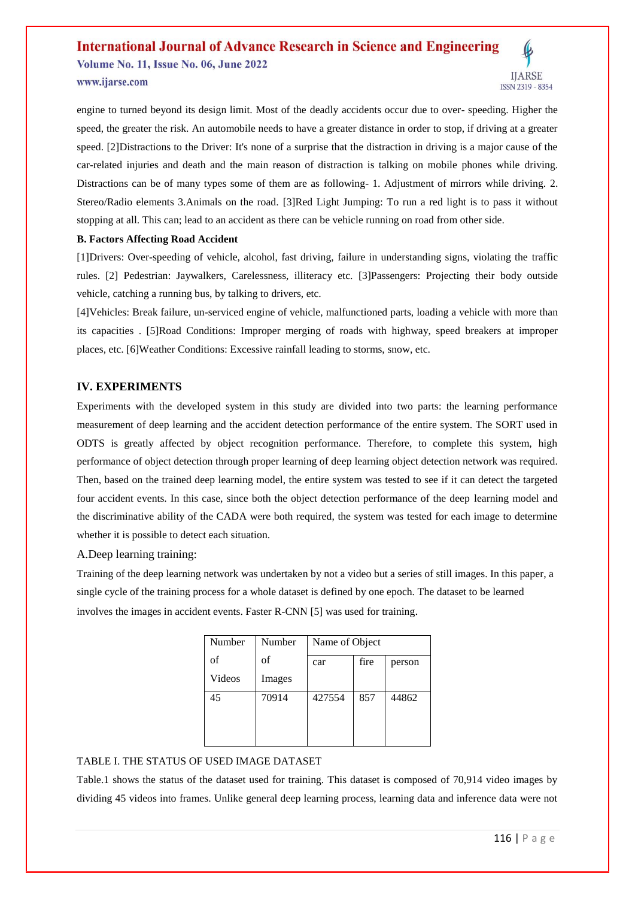engine to turned beyond its design limit. Most of the deadly accidents occur due to over- speeding. Higher the speed, the greater the risk. An automobile needs to have a greater distance in order to stop, if driving at a greater speed. [2]Distractions to the Driver: It's none of a surprise that the distraction in driving is a major cause of the car-related injuries and death and the main reason of distraction is talking on mobile phones while driving. Distractions can be of many types some of them are as following- 1. Adjustment of mirrors while driving. 2. Stereo/Radio elements 3.Animals on the road. [3]Red Light Jumping: To run a red light is to pass it without stopping at all. This can; lead to an accident as there can be vehicle running on road from other side.

**B. Factors Affecting Road Accident**

[1]Drivers: Over-speeding of vehicle, alcohol, fast driving, failure in understanding signs, violating the traffic rules. [2] Pedestrian: Jaywalkers, Carelessness, illiteracy etc. [3]Passengers: Projecting their body outside vehicle, catching a running bus, by talking to drivers, etc.

[4]Vehicles: Break failure, un-serviced engine of vehicle, malfunctioned parts, loading a vehicle with more than its capacities . [5]Road Conditions: Improper merging of roads with highway, speed breakers at improper places, etc. [6]Weather Conditions: Excessive rainfall leading to storms, snow, etc.

## IV. EXPERIMENTS

Experiments with the developed system in this study are divided into two parts: the learning performance measurement of deep learning and the accident detection performance of the entire system. The SORT used in ODTS is greatly affected by object recognition performance. Therefore, to complete this system, high performance of object detection through proper learning of deep learning object detection network was required. Then, based on the trained deep learning model, the entire system was tested to see if it can detect the targeted four accident events. In this case, since both the object detection performance of the deep learning model and the discriminative ability of the CADA were both required, the system was tested for each image to determine whether it is possible to detect each situation.

### A.Deep learning training:

Training of the deep learning network was undertaken by not a video but a series of still images. In this paper, a single cycle of the training process for a whole dataset is defined by one epoch. The dataset to be learned involves the images in accident events. Faster R-CNN [5] was used for training.

| Number of Videos | Number of Images | Name of Object | | |
|---|---|---|---|---|
| | | car | fire | person |
| 45 | 70914 | 427554 | 857 | 44862 |

TABLE I. THE STATUS OF USED IMAGE DATASET

Table.1 shows the status of the dataset used for training. This dataset is composed of 70,914 video images by dividing 45 videos into frames. Unlike general deep learning process, learning data and inference data were not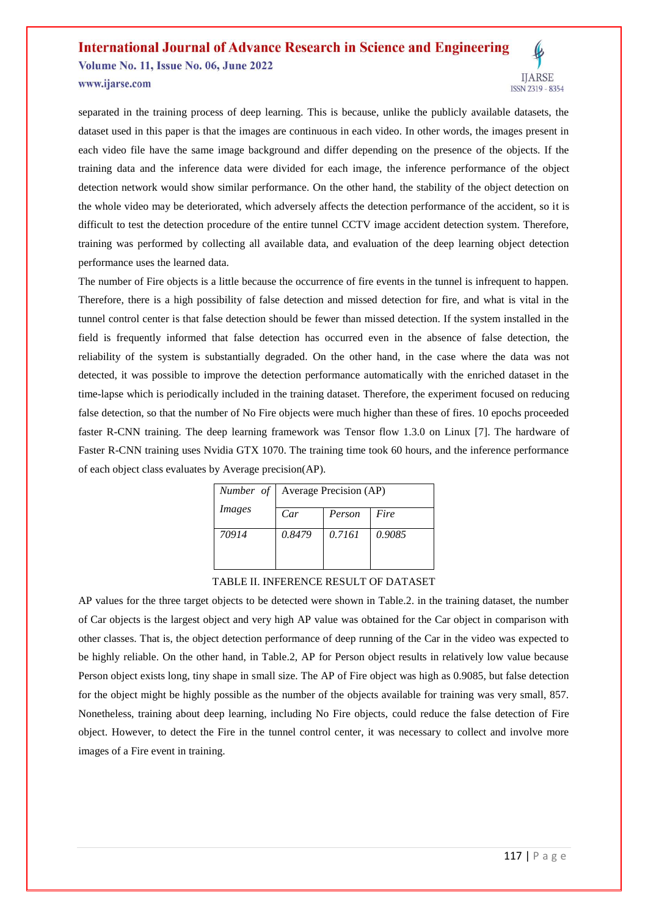separated in the training process of deep learning. This is because, unlike the publicly available datasets, the dataset used in this paper is that the images are continuous in each video. In other words, the images present in each video file have the same image background and differ depending on the presence of the objects. If the training data and the inference data were divided for each image, the inference performance of the object detection network would show similar performance. On the other hand, the stability of the object detection on the whole video may be deteriorated, which adversely affects the detection performance of the accident, so it is difficult to test the detection procedure of the entire tunnel CCTV image accident detection system. Therefore, training was performed by collecting all available data, and evaluation of the deep learning object detection performance uses the learned data.

The number of Fire objects is a little because the occurrence of fire events in the tunnel is infrequent to happen. Therefore, there is a high possibility of false detection and missed detection for fire, and what is vital in the tunnel control center is that false detection should be fewer than missed detection. If the system installed in the field is frequently informed that false detection has occurred even in the absence of false detection, the reliability of the system is substantially degraded. On the other hand, in the case where the data was not detected, it was possible to improve the detection performance automatically with the enriched dataset in the time-lapse which is periodically included in the training dataset. Therefore, the experiment focused on reducing false detection, so that the number of No Fire objects were much higher than these of fires. 10 epochs proceeded faster R-CNN training. The deep learning framework was Tensor flow 1.3.0 on Linux [7]. The hardware of Faster R-CNN training uses Nvidia GTX 1070. The training time took 60 hours, and the inference performance of each object class evaluates by Average precision(AP).

| *Number of Images* | Average Precision (AP) | | |
|---|---|---|---|
| | *Car* | *Person* | *Fire* |
| *70914* | *0.8479* | *0.7161* | *0.9085* |

TABLE II. INFERENCE RESULT OF DATASET

AP values for the three target objects to be detected were shown in Table.2. in the training dataset, the number of Car objects is the largest object and very high AP value was obtained for the Car object in comparison with other classes. That is, the object detection performance of deep running of the Car in the video was expected to be highly reliable. On the other hand, in Table.2, AP for Person object results in relatively low value because Person object exists long, tiny shape in small size. The AP of Fire object was high as 0.9085, but false detection for the object might be highly possible as the number of the objects available for training was very small, 857. Nonetheless, training about deep learning, including No Fire objects, could reduce the false detection of Fire object. However, to detect the Fire in the tunnel control center, it was necessary to collect and involve more images of a Fire event in training.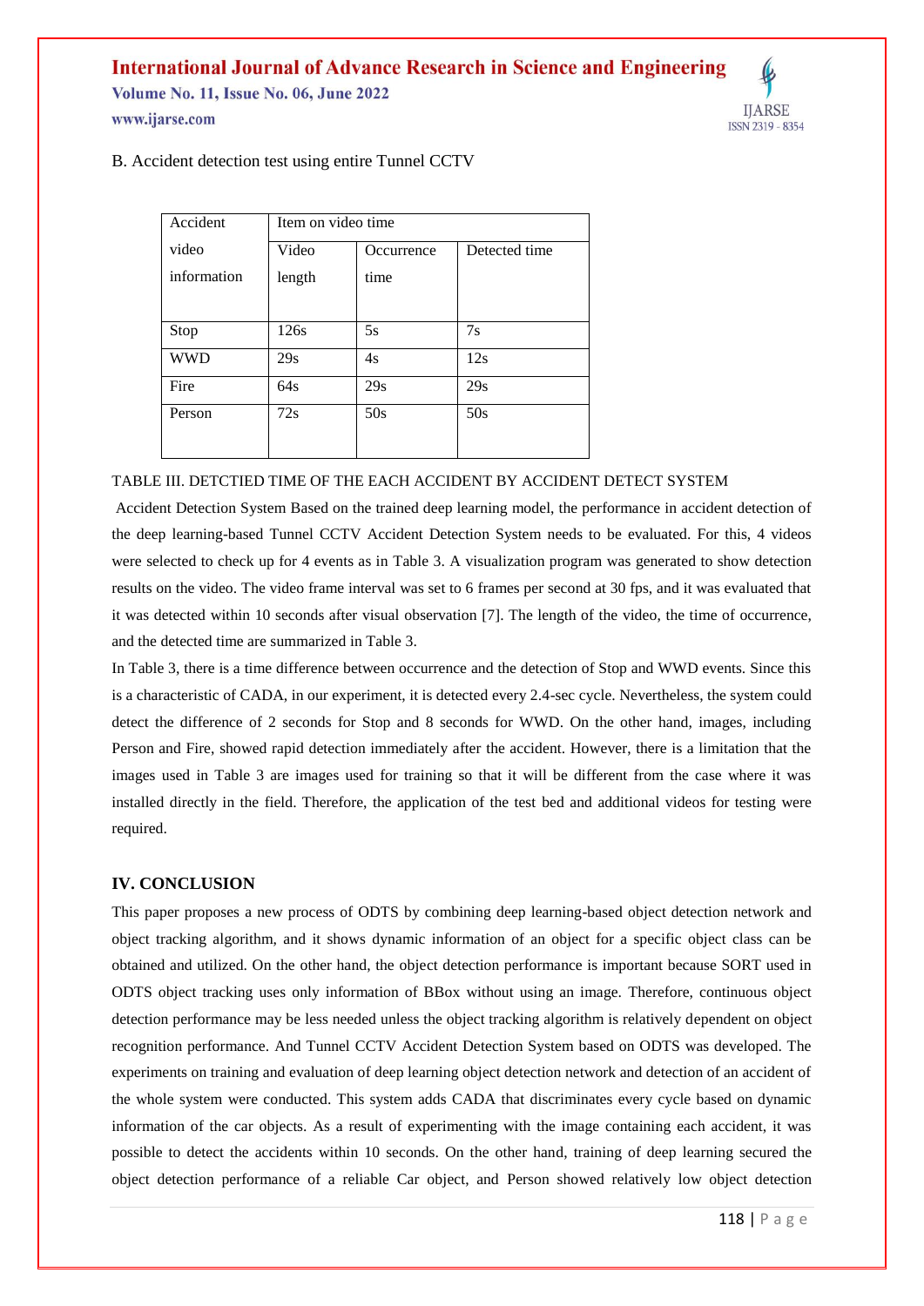B. Accident detection test using entire Tunnel CCTV

| Accident video information | Item on video time | | |
|---|---|---|---|
| | Video length | Occurrence time | Detected time |
| Stop | 126s | 5s | 7s |
| WWD | 29s | 4s | 12s |
| Fire | 64s | 29s | 29s |
| Person | 72s | 50s | 50s |

TABLE III. DETCTIED TIME OF THE EACH ACCIDENT BY ACCIDENT DETECT SYSTEM

Accident Detection System Based on the trained deep learning model, the performance in accident detection of the deep learning-based Tunnel CCTV Accident Detection System needs to be evaluated. For this, 4 videos were selected to check up for 4 events as in Table 3. A visualization program was generated to show detection results on the video. The video frame interval was set to 6 frames per second at 30 fps, and it was evaluated that it was detected within 10 seconds after visual observation [7]. The length of the video, the time of occurrence, and the detected time are summarized in Table 3.

In Table 3, there is a time difference between occurrence and the detection of Stop and WWD events. Since this is a characteristic of CADA, in our experiment, it is detected every 2.4-sec cycle. Nevertheless, the system could detect the difference of 2 seconds for Stop and 8 seconds for WWD. On the other hand, images, including Person and Fire, showed rapid detection immediately after the accident. However, there is a limitation that the images used in Table 3 are images used for training so that it will be different from the case where it was installed directly in the field. Therefore, the application of the test bed and additional videos for testing were required.

## IV. CONCLUSION

This paper proposes a new process of ODTS by combining deep learning-based object detection network and object tracking algorithm, and it shows dynamic information of an object for a specific object class can be obtained and utilized. On the other hand, the object detection performance is important because SORT used in ODTS object tracking uses only information of BBox without using an image. Therefore, continuous object detection performance may be less needed unless the object tracking algorithm is relatively dependent on object recognition performance. And Tunnel CCTV Accident Detection System based on ODTS was developed. The experiments on training and evaluation of deep learning object detection network and detection of an accident of the whole system were conducted. This system adds CADA that discriminates every cycle based on dynamic information of the car objects. As a result of experimenting with the image containing each accident, it was possible to detect the accidents within 10 seconds. On the other hand, training of deep learning secured the object detection performance of a reliable Car object, and Person showed relatively low object detection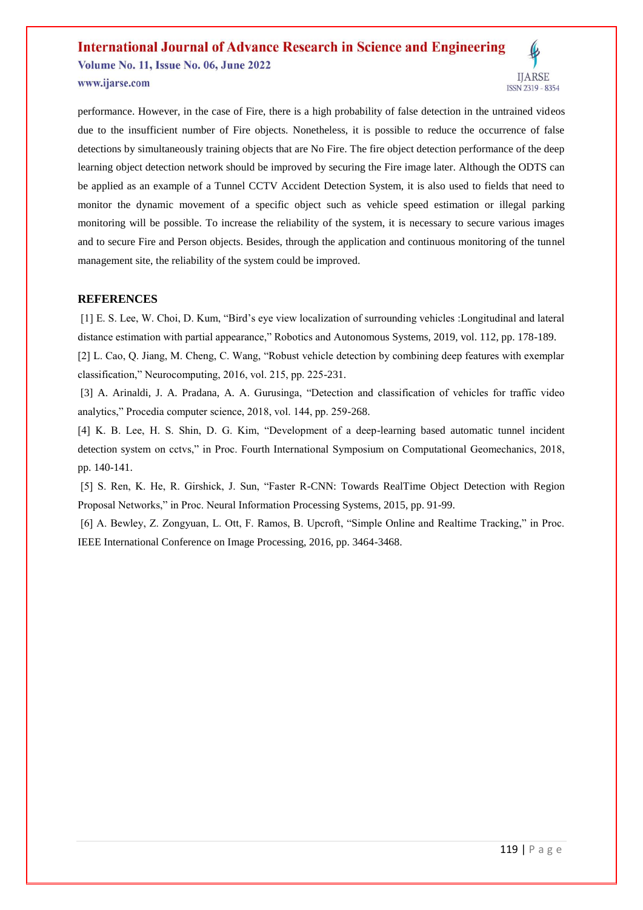performance. However, in the case of Fire, there is a high probability of false detection in the untrained videos due to the insufficient number of Fire objects. Nonetheless, it is possible to reduce the occurrence of false detections by simultaneously training objects that are No Fire. The fire object detection performance of the deep learning object detection network should be improved by securing the Fire image later. Although the ODTS can be applied as an example of a Tunnel CCTV Accident Detection System, it is also used to fields that need to monitor the dynamic movement of a specific object such as vehicle speed estimation or illegal parking monitoring will be possible. To increase the reliability of the system, it is necessary to secure various images and to secure Fire and Person objects. Besides, through the application and continuous monitoring of the tunnel management site, the reliability of the system could be improved.

## REFERENCES

[1] E. S. Lee, W. Choi, D. Kum, "Bird's eye view localization of surrounding vehicles :Longitudinal and lateral distance estimation with partial appearance," Robotics and Autonomous Systems, 2019, vol. 112, pp. 178-189.

[2] L. Cao, Q. Jiang, M. Cheng, C. Wang, "Robust vehicle detection by combining deep features with exemplar classification," Neurocomputing, 2016, vol. 215, pp. 225-231.

[3] A. Arinaldi, J. A. Pradana, A. A. Gurusinga, "Detection and classification of vehicles for traffic video analytics," Procedia computer science, 2018, vol. 144, pp. 259-268.

[4] K. B. Lee, H. S. Shin, D. G. Kim, "Development of a deep-learning based automatic tunnel incident detection system on cctvs," in Proc. Fourth International Symposium on Computational Geomechanics, 2018, pp. 140-141.

[5] S. Ren, K. He, R. Girshick, J. Sun, "Faster R-CNN: Towards RealTime Object Detection with Region Proposal Networks," in Proc. Neural Information Processing Systems, 2015, pp. 91-99.

[6] A. Bewley, Z. Zongyuan, L. Ott, F. Ramos, B. Upcroft, "Simple Online and Realtime Tracking," in Proc. IEEE International Conference on Image Processing, 2016, pp. 3464-3468.